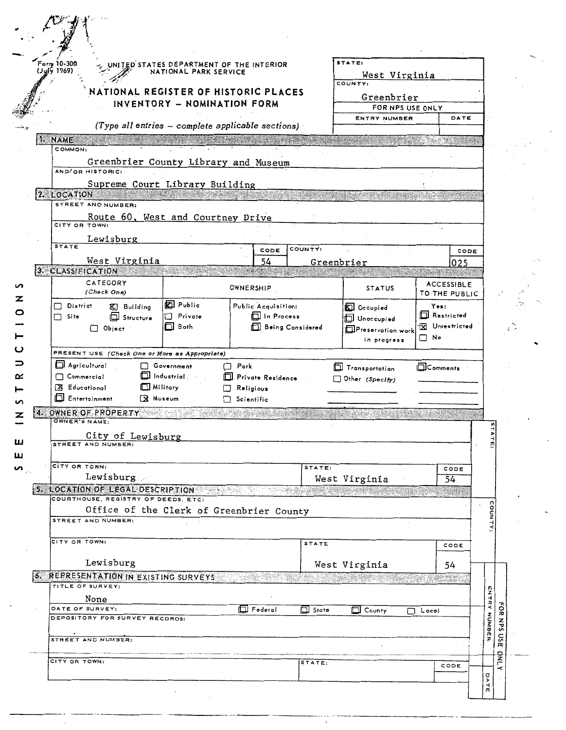Form 10-300 (July 1969)

UNITED STATES DEPARTMENT OF THE INTERIOR
NATIONAL PARK SERVICE

# NATIONAL REGISTER OF HISTORIC PLACES INVENTORY - NOMINATION FORM

*(Type all entries – complete applicable sections)*

| STATE: | |
|---|---|
| West Virginia | |
| COUNTY: | |
| Greenbrier | |
| FOR NPS USE ONLY | |
| ENTRY NUMBER | DATE |
| | |

SEE INSTRUCTIONS

## 1. NAME

COMMON:
Greenbrier County Library and Museum

AND/OR HISTORIC:
Supreme Court Library Building

## 2. LOCATION

STREET AND NUMBER:
Route 60, West and Courtney Drive

CITY OR TOWN:
Lewisburg

| STATE | CODE | COUNTY: | CODE |
|---|---|---|---|
| West Virginia | 54 | Greenbrier | 025 |

## 3. CLASSIFICATION

| CATEGORY (Check One) | OWNERSHIP | STATUS | ACCESSIBLE TO THE PUBLIC |
|---|---|---|---|
| ☐ District ☒ Building ☐ Site ☐ Structure ☐ Object | ☒ Public ☐ Private ☐ Both; Public Acquisition: ☐ In Process ☐ Being Considered | ☒ Occupied ☐ Unoccupied ☐ Preservation work in progress | Yes: ☐ Restricted ☒ Unrestricted ☐ No |

PRESENT USE *(Check One or More as Appropriate)*

| | | | | |
|---|---|---|---|---|
| ☐ Agricultural | ☐ Government | ☐ Park | ☐ Transportation | ☐ Comments |
| ☐ Commercial | ☐ Industrial | ☐ Private Residence | ☐ Other (Specify) | |
| ☒ Educational | ☐ Military | ☐ Religious | | |
| ☐ Entertainment | ☒ Museum | ☐ Scientific | | |

## 4. OWNER OF PROPERTY

OWNER'S NAME:
City of Lewisburg

STREET AND NUMBER:

| CITY OR TOWN: | STATE: | CODE |
|---|---|---|
| Lewisburg | West Virginia | 54 |

## 5. LOCATION OF LEGAL DESCRIPTION

COURTHOUSE, REGISTRY OF DEEDS, ETC:
Office of the Clerk of Greenbrier County

STREET AND NUMBER:

| CITY OR TOWN: | STATE | CODE |
|---|---|---|
| Lewisburg | West Virginia | 54 |

## 6. REPRESENTATION IN EXISTING SURVEYS

TITLE OF SURVEY:
None

DATE OF SURVEY: ☐ Federal ☐ State ☐ County ☐ Local

DEPOSITORY FOR SURVEY RECORDS:

STREET AND NUMBER:

| CITY OR TOWN: | STATE: | CODE |
|---|---|---|
| | | |

STATE: / COUNTY: / FOR NPS USE ONLY: ENTRY NUMBER / DATE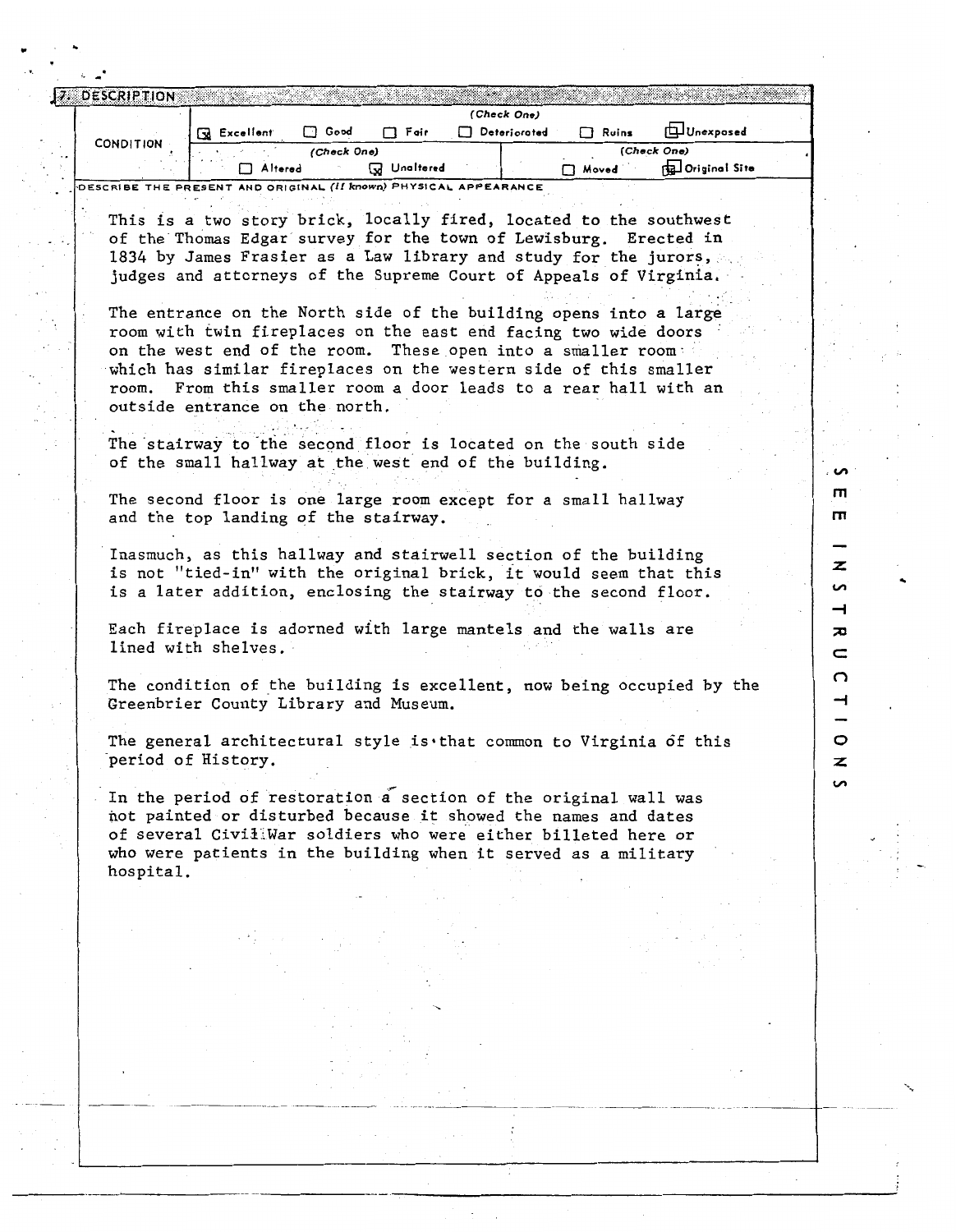## 7. DESCRIPTION

| CONDITION | (Check One) | | | | | |
|---|---|---|---|---|---|---|
| | [x] Excellent | [ ] Good | [ ] Fair | [ ] Deteriorated | [ ] Ruins | [ ] Unexposed |
| | (Check One) | | | (Check One) | | |
| | [ ] Altered | [x] Unaltered | | [ ] Moved | [x] Original Site | |

DESCRIBE THE PRESENT AND ORIGINAL *(If known)* PHYSICAL APPEARANCE

This is a two story brick, locally fired, located to the southwest of the Thomas Edgar survey for the town of Lewisburg. Erected in 1834 by James Frasier as a Law library and study for the jurors, judges and attorneys of the Supreme Court of Appeals of Virginia.

The entrance on the North side of the building opens into a large room with twin fireplaces on the east end facing two wide doors on the west end of the room. These open into a smaller room which has similar fireplaces on the western side of this smaller room. From this smaller room a door leads to a rear hall with an outside entrance on the north.

The stairway to the second floor is located on the south side of the small hallway at the west end of the building.

The second floor is one large room except for a small hallway and the top landing of the stairway.

Inasmuch, as this hallway and stairwell section of the building is not "tied-in" with the original brick, it would seem that this is a later addition, enclosing the stairway to the second floor.

Each fireplace is adorned with large mantels and the walls are lined with shelves.

The condition of the building is excellent, now being occupied by the Greenbrier County Library and Museum.

The general architectural style is that common to Virginia of this period of History.

In the period of restoration a section of the original wall was not painted or disturbed because it showed the names and dates of several Civil War soldiers who were either billeted here or who were patients in the building when it served as a military hospital.

SEE INSTRUCTIONS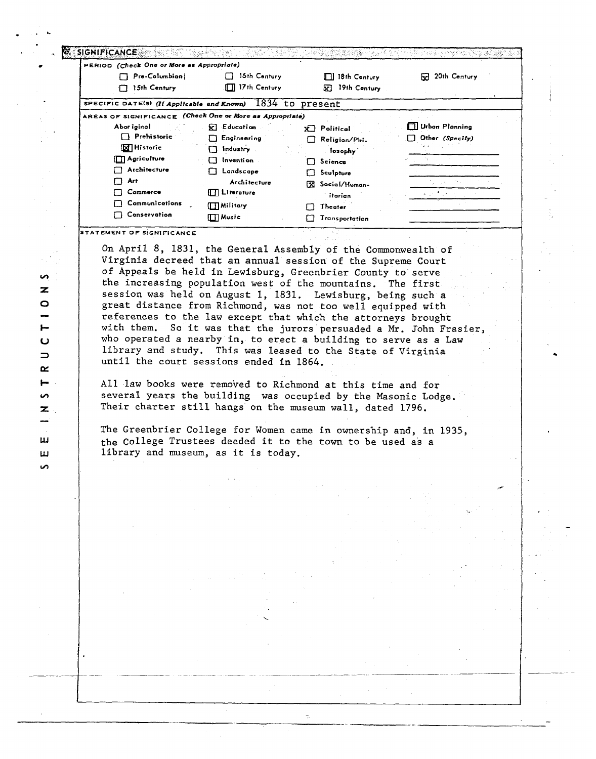## 8. SIGNIFICANCE

**PERIOD** *(Check One or More as Appropriate)*

- [ ] Pre-Columbian
- [ ] 15th Century
- [ ] 16th Century
- [ ] 17th Century
- [ ] 18th Century
- [x] 19th Century
- [x] 20th Century

**SPECIFIC DATE(S)** *(If Applicable and Known)* 1834 to present

**AREAS OF SIGNIFICANCE** *(Check One or More as Appropriate)*

- Aboriginal
  - [ ] Prehistoric
  - [x] Historic
- [ ] Agriculture
- [ ] Architecture
- [ ] Art
- [ ] Commerce
- [ ] Communications
- [ ] Conservation
- [x] Education
- [ ] Engineering
- [ ] Industry
- [ ] Invention
- [ ] Landscape Architecture
- [ ] Literature
- [ ] Military
- [ ] Music
- [x] Political
- [ ] Religion/Philosophy
- [ ] Science
- [ ] Sculpture
- [x] Social/Humanitarian
- [ ] Theater
- [ ] Transportation
- [ ] Urban Planning
- [ ] Other *(Specify)*

**STATEMENT OF SIGNIFICANCE**

On April 8, 1831, the General Assembly of the Commonwealth of Virginia decreed that an annual session of the Supreme Court of Appeals be held in Lewisburg, Greenbrier County to serve the increasing population west of the mountains. The first session was held on August 1, 1831. Lewisburg, being such a great distance from Richmond, was not too well equipped with references to the law except that which the attorneys brought with them. So it was that the jurors persuaded a Mr. John Frasier, who operated a nearby in, to erect a building to serve as a Law library and study. This was leased to the State of Virginia until the court sessions ended in 1864.

All law books were removed to Richmond at this time and for several years the building was occupied by the Masonic Lodge. Their charter still hangs on the museum wall, dated 1796.

The Greenbrier College for Women came in ownership and, in 1935, the College Trustees deeded it to the town to be used as a library and museum, as it is today.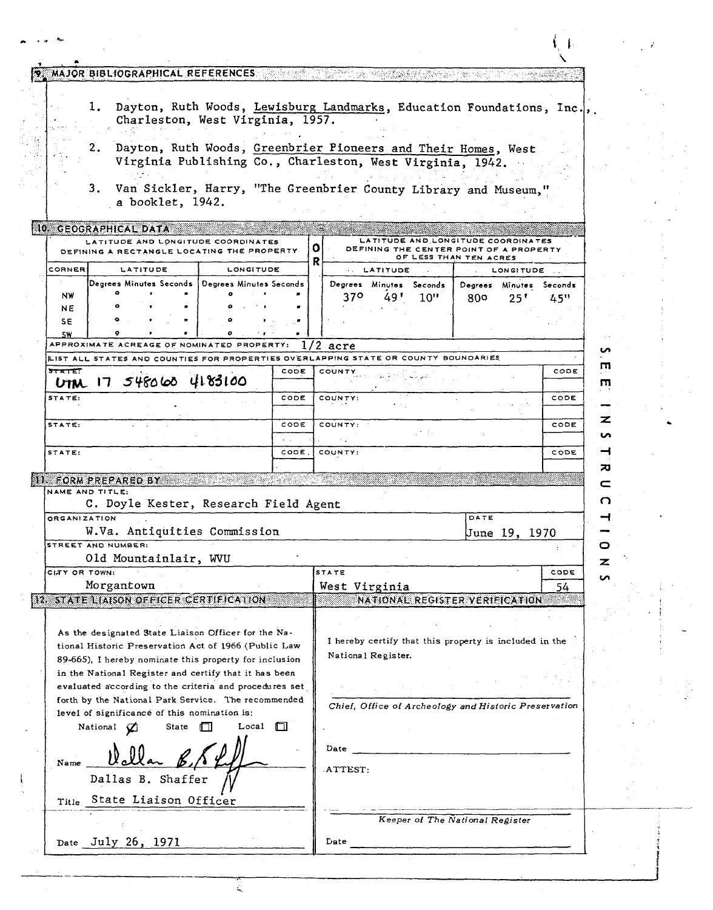## 9. MAJOR BIBLIOGRAPHICAL REFERENCES

1. Dayton, Ruth Woods, Lewisburg Landmarks, Education Foundations, Inc., Charleston, West Virginia, 1957.

2. Dayton, Ruth Woods, Greenbrier Pioneers and Their Homes, West Virginia Publishing Co., Charleston, West Virginia, 1942.

3. Van Sickler, Harry, "The Greenbrier County Library and Museum," a booklet, 1942.

## 10. GEOGRAPHICAL DATA

| LATITUDE AND LONGITUDE COORDINATES DEFINING A RECTANGLE LOCATING THE PROPERTY | | | OR | LATITUDE AND LONGITUDE COORDINATES DEFINING THE CENTER POINT OF A PROPERTY OF LESS THAN TEN ACRES | |
|---|---|---|---|---|---|
| CORNER | LATITUDE | LONGITUDE | | LATITUDE | LONGITUDE |
| | Degrees Minutes Seconds | Degrees Minutes Seconds | | Degrees Minutes Seconds | Degrees Minutes Seconds |
| NW | ° ' " | ° ' " | | 37° 49' 10" | 80° 25' 45" |
| NE | ° ' " | ° ' " | | | |
| SE | ° ' " | ° ' " | | | |
| SW | ° ' " | ° ' " | | | |

APPROXIMATE ACREAGE OF NOMINATED PROPERTY: 1/2 acre

LIST ALL STATES AND COUNTIES FOR PROPERTIES OVERLAPPING STATE OR COUNTY BOUNDARIES

| STATE: | CODE | COUNTY | CODE |
|---|---|---|---|
| UTM 17 548060 4183100 | | | |
| STATE: | CODE | COUNTY: | CODE |
| STATE: | CODE | COUNTY: | CODE |
| STATE: | CODE | COUNTY: | CODE |

SEE INSTRUCTIONS

## 11. FORM PREPARED BY

NAME AND TITLE:
C. Doyle Kester, Research Field Agent

ORGANIZATION: W.Va. Antiquities Commission

DATE: June 19, 1970

STREET AND NUMBER: Old Mountainlair, WVU

CITY OR TOWN: Morgantown

STATE: West Virginia

CODE: 54

## 12. STATE LIAISON OFFICER CERTIFICATION

As the designated State Liaison Officer for the National Historic Preservation Act of 1966 (Public Law 89-665), I hereby nominate this property for inclusion in the National Register and certify that it has been evaluated according to the criteria and procedures set forth by the National Park Service. The recommended level of significance of this nomination is:

National ☒ State ☐ Local ☐

Name: Dallas B. Shaffer

Title: State Liaison Officer

Date: July 26, 1971

## NATIONAL REGISTER VERIFICATION

I hereby certify that this property is included in the National Register.

*Chief, Office of Archeology and Historic Preservation*

Date

ATTEST:

*Keeper of The National Register*

Date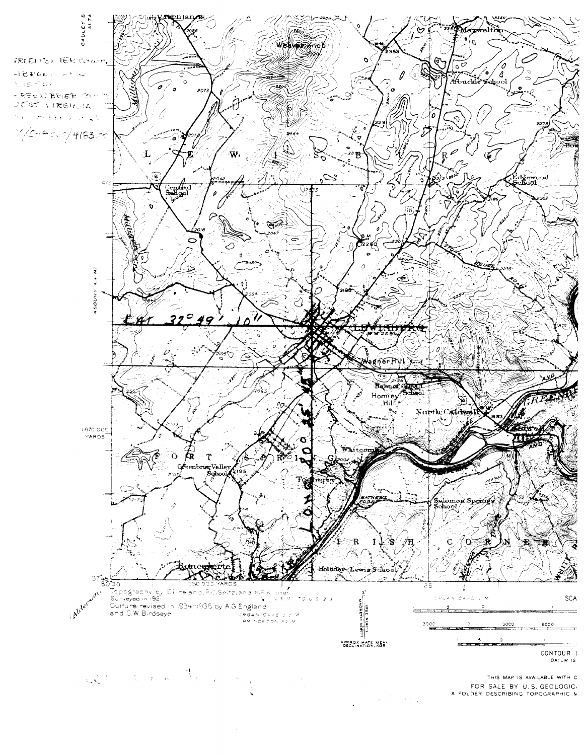GREENBRIER COUNTY,
WEST VIRGINIA

LAT 37° 49' 10"

Topography by Ellne and R.C. Seitz, and H.R.Kilmer
Surveyed in 1921
Culture revised in 1934-1935 by A.G.England
and C.W.Birdseye

APPROXIMATE MEAN
DECLINATION, 1935

TRUE NORTH
MAGNETIC NORTH

THIS MAP IS AVAILABLE WITH C
FOR SALE BY U.S. GEOLOGIC
A FOLDER DESCRIBING TOPOGRAPHIC M

CONTOUR I
DATUM IS

SCA